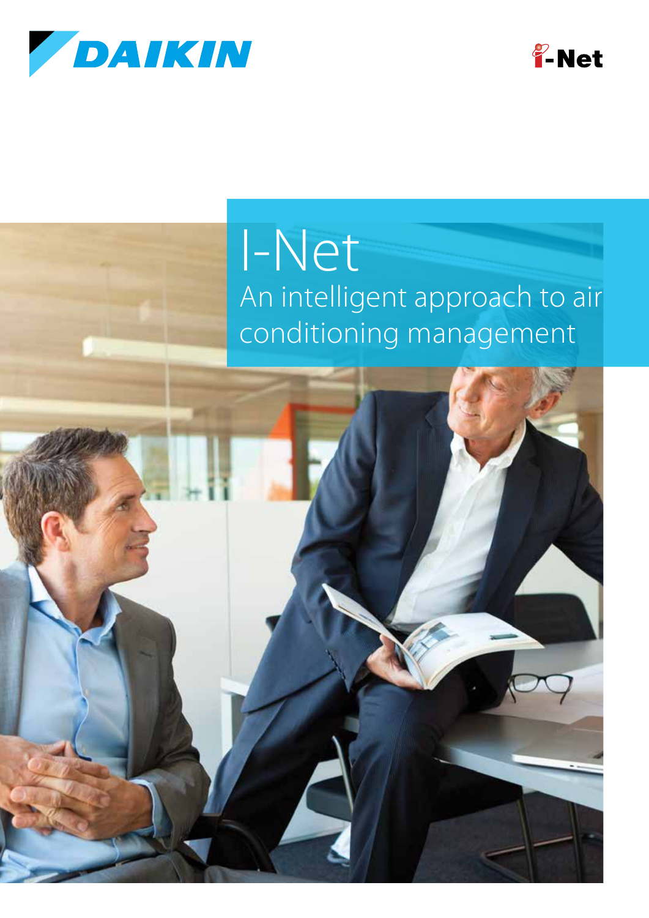DAIKIN

I-Net

# I-Net

## An intelligent approach to air conditioning management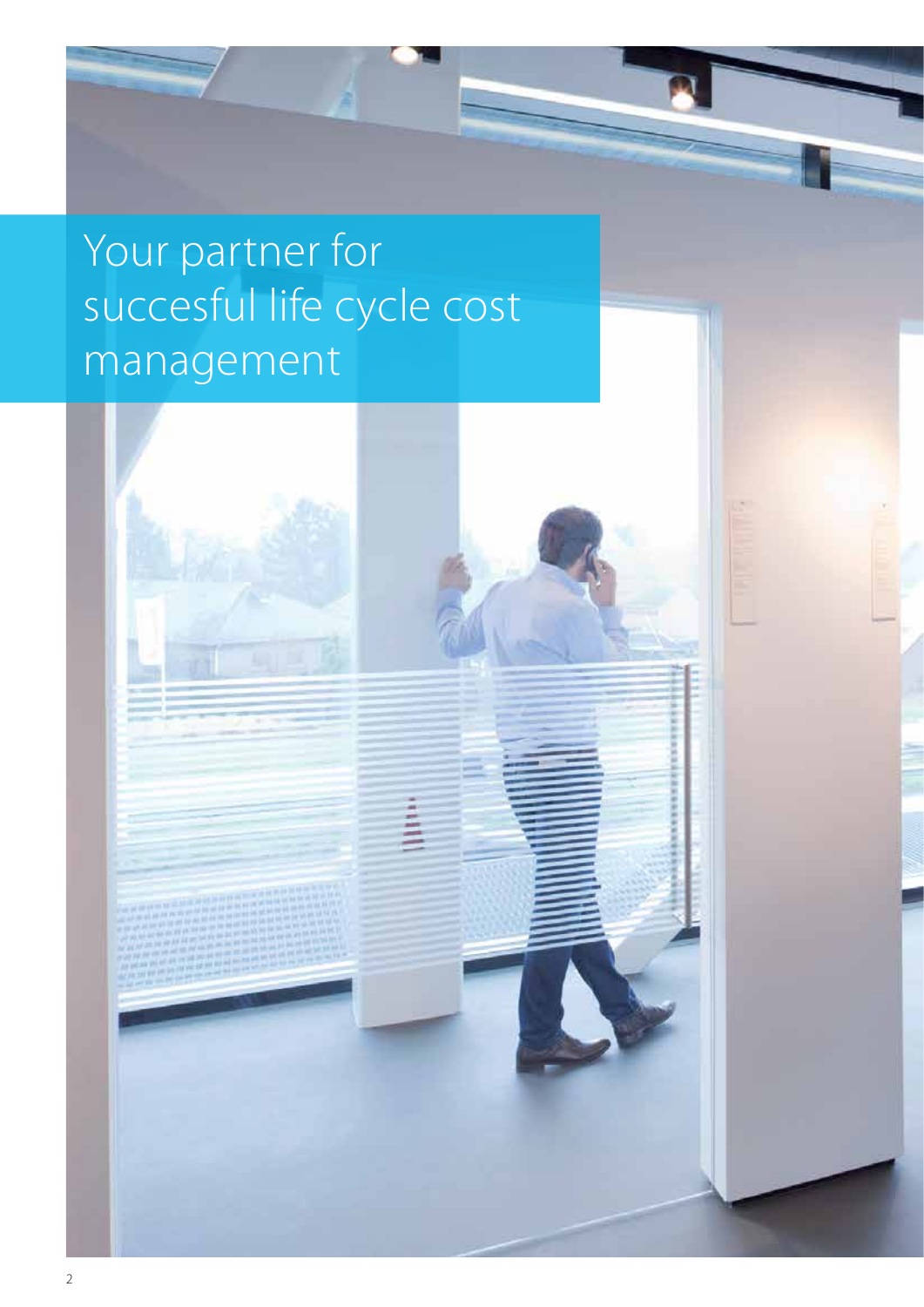# Your partner for succesful life cycle cost management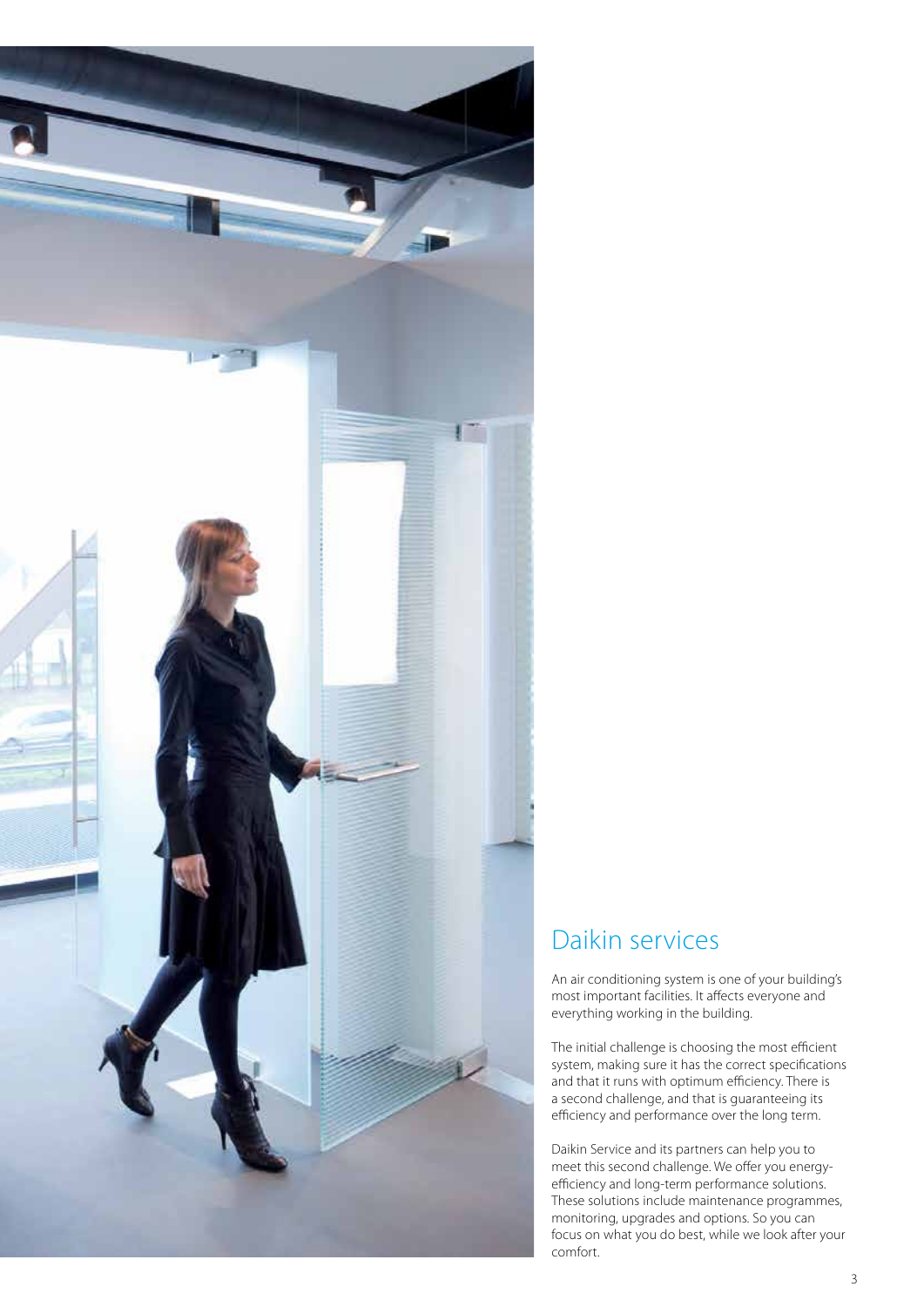## Daikin services

An air conditioning system is one of your building's most important facilities. It affects everyone and everything working in the building.

The initial challenge is choosing the most efficient system, making sure it has the correct specifications and that it runs with optimum efficiency. There is a second challenge, and that is guaranteeing its efficiency and performance over the long term.

Daikin Service and its partners can help you to meet this second challenge. We offer you energy-efficiency and long-term performance solutions. These solutions include maintenance programmes, monitoring, upgrades and options. So you can focus on what you do best, while we look after your comfort.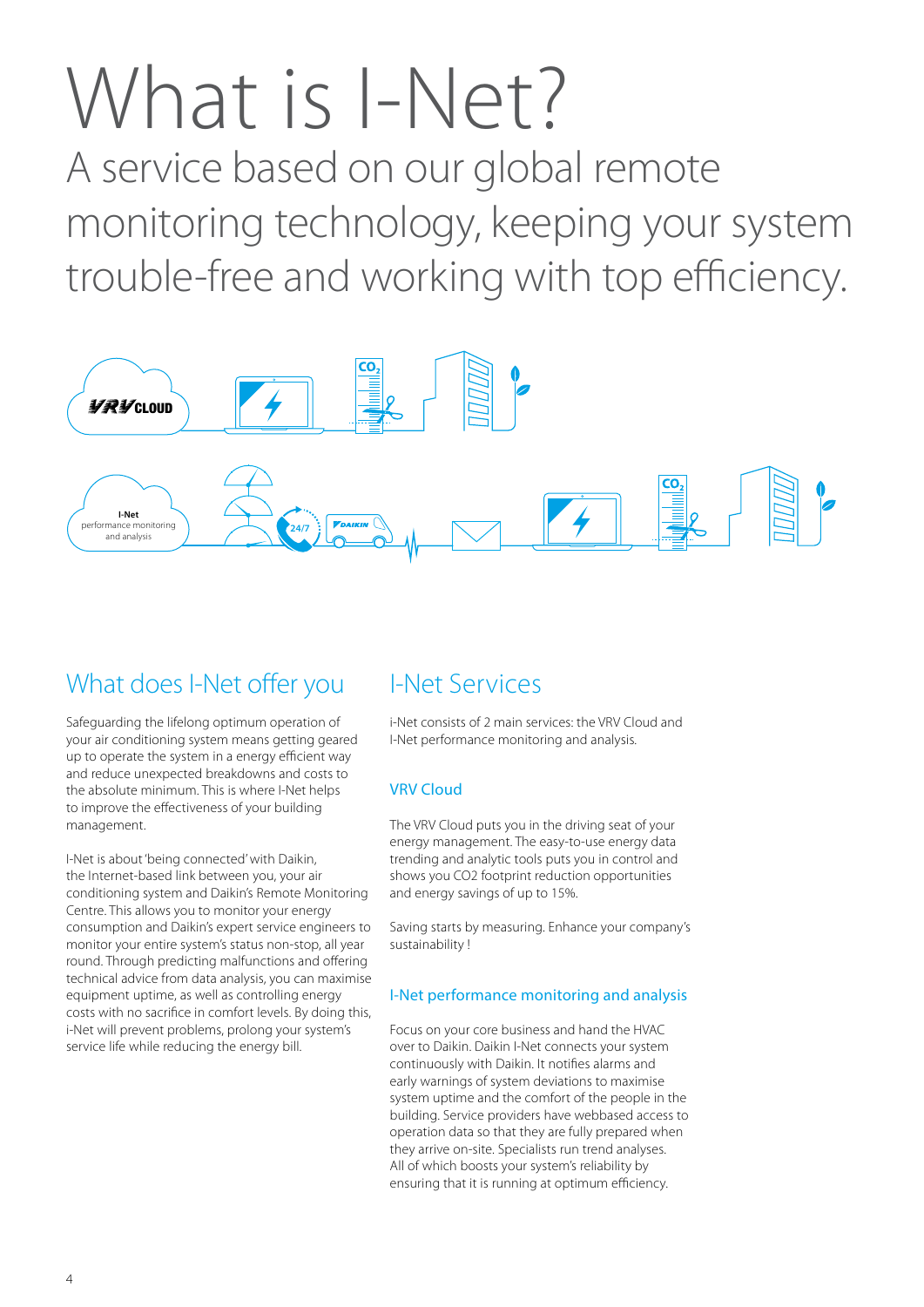# What is I-Net?

A service based on our global remote monitoring technology, keeping your system trouble-free and working with top efficiency.

## What does I-Net offer you

Safeguarding the lifelong optimum operation of your air conditioning system means getting geared up to operate the system in a energy efficient way and reduce unexpected breakdowns and costs to the absolute minimum. This is where I-Net helps to improve the effectiveness of your building management.

I-Net is about 'being connected' with Daikin, the Internet-based link between you, your air conditioning system and Daikin's Remote Monitoring Centre. This allows you to monitor your energy consumption and Daikin's expert service engineers to monitor your entire system's status non-stop, all year round. Through predicting malfunctions and offering technical advice from data analysis, you can maximise equipment uptime, as well as controlling energy costs with no sacrifice in comfort levels. By doing this, i-Net will prevent problems, prolong your system's service life while reducing the energy bill.

## I-Net Services

i-Net consists of 2 main services: the VRV Cloud and I-Net performance monitoring and analysis.

### VRV Cloud

The VRV Cloud puts you in the driving seat of your energy management. The easy-to-use energy data trending and analytic tools puts you in control and shows you CO2 footprint reduction opportunities and energy savings of up to 15%.

Saving starts by measuring. Enhance your company's sustainability !

### I-Net performance monitoring and analysis

Focus on your core business and hand the HVAC over to Daikin. Daikin I-Net connects your system continuously with Daikin. It notifies alarms and early warnings of system deviations to maximise system uptime and the comfort of the people in the building. Service providers have webbased access to operation data so that they are fully prepared when they arrive on-site. Specialists run trend analyses. All of which boosts your system's reliability by ensuring that it is running at optimum efficiency.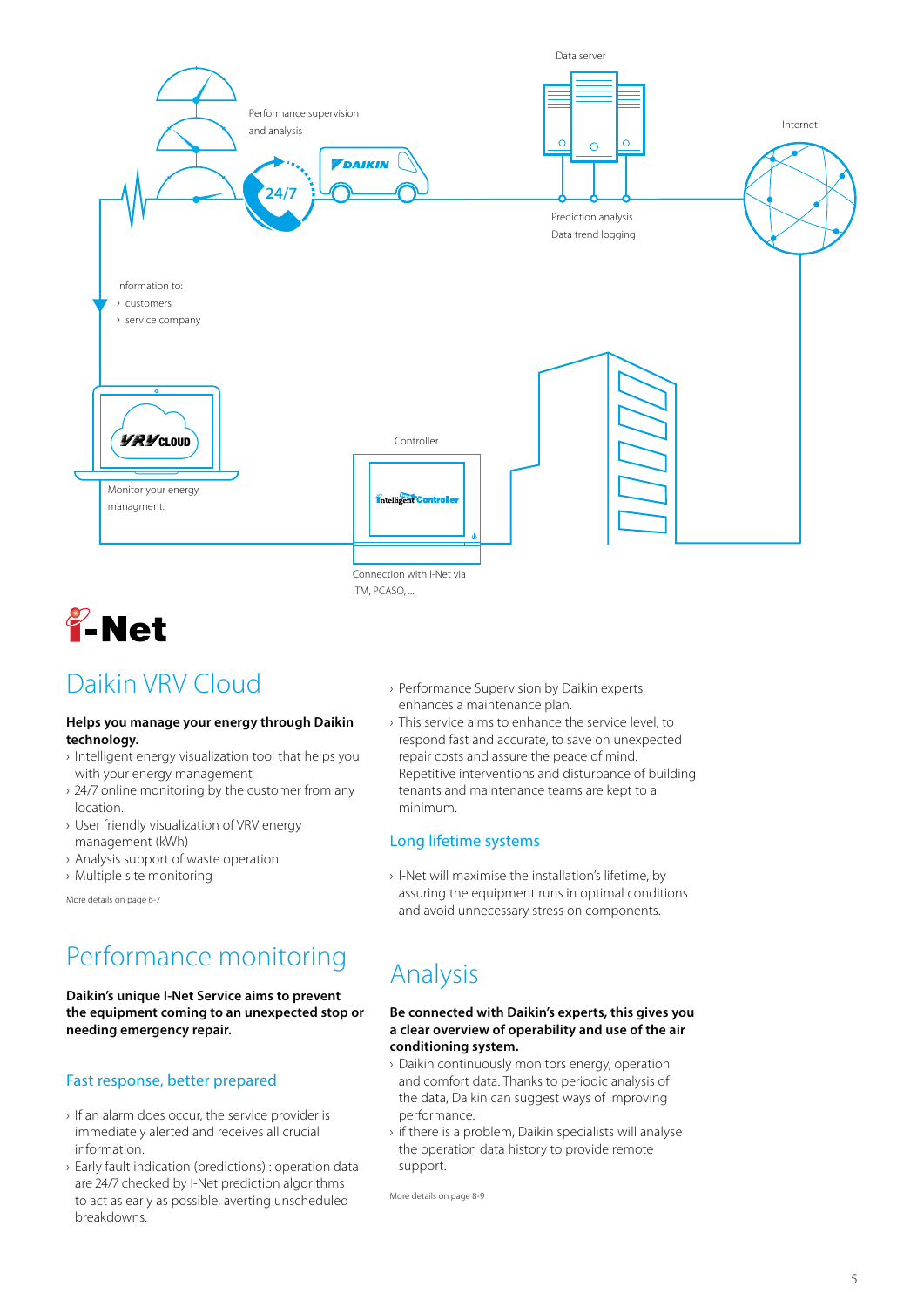Data server

Performance supervision and analysis

24/7

Internet

Prediction analysis
Data trend logging

Information to:
› customers
› service company

Controller

Monitor your energy managment.

Connection with I-Net via ITM, PCASO, ...

# I-Net

## Daikin VRV Cloud

**Helps you manage your energy through Daikin technology.**

› Intelligent energy visualization tool that helps you with your energy management
› 24/7 online monitoring by the customer from any location.
› User friendly visualization of VRV energy management (kWh)
› Analysis support of waste operation
› Multiple site monitoring

More details on page 6-7

## Performance monitoring

**Daikin's unique I-Net Service aims to prevent the equipment coming to an unexpected stop or needing emergency repair.**

### Fast response, better prepared

› If an alarm does occur, the service provider is immediately alerted and receives all crucial information.
› Early fault indication (predictions) : operation data are 24/7 checked by I-Net prediction algorithms to act as early as possible, averting unscheduled breakdowns.
› Performance Supervision by Daikin experts enhances a maintenance plan.
› This service aims to enhance the service level, to respond fast and accurate, to save on unexpected repair costs and assure the peace of mind. Repetitive interventions and disturbance of building tenants and maintenance teams are kept to a minimum.

### Long lifetime systems

› I-Net will maximise the installation's lifetime, by assuring the equipment runs in optimal conditions and avoid unnecessary stress on components.

## Analysis

**Be connected with Daikin's experts, this gives you a clear overview of operability and use of the air conditioning system.**

› Daikin continuously monitors energy, operation and comfort data. Thanks to periodic analysis of the data, Daikin can suggest ways of improving performance.
› if there is a problem, Daikin specialists will analyse the operation data history to provide remote support.

More details on page 8-9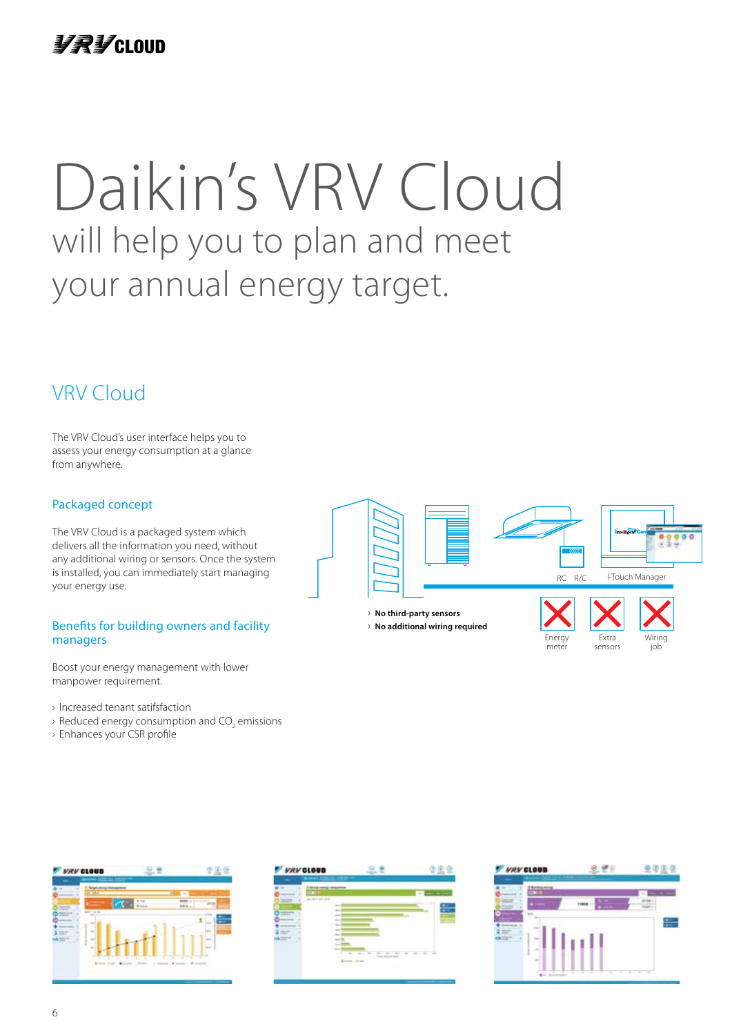# Daikin's VRV Cloud

will help you to plan and meet your annual energy target.

## VRV Cloud

The VRV Cloud's user interface helps you to assess your energy consumption at a glance from anywhere.

### Packaged concept

The VRV Cloud is a packaged system which delivers all the information you need, without any additional wiring or sensors. Once the system is installed, you can immediately start managing your energy use.

RC R/C I-Touch Manager

- **No third-party sensors**
- **No additional wiring required**

Energy meter  Extra sensors  Wiring job

### Benefits for building owners and facility managers

Boost your energy management with lower manpower requirement.

- Increased tenant satifsfaction
- Reduced energy consumption and $CO_2$ emissions
- Enhances your CSR profile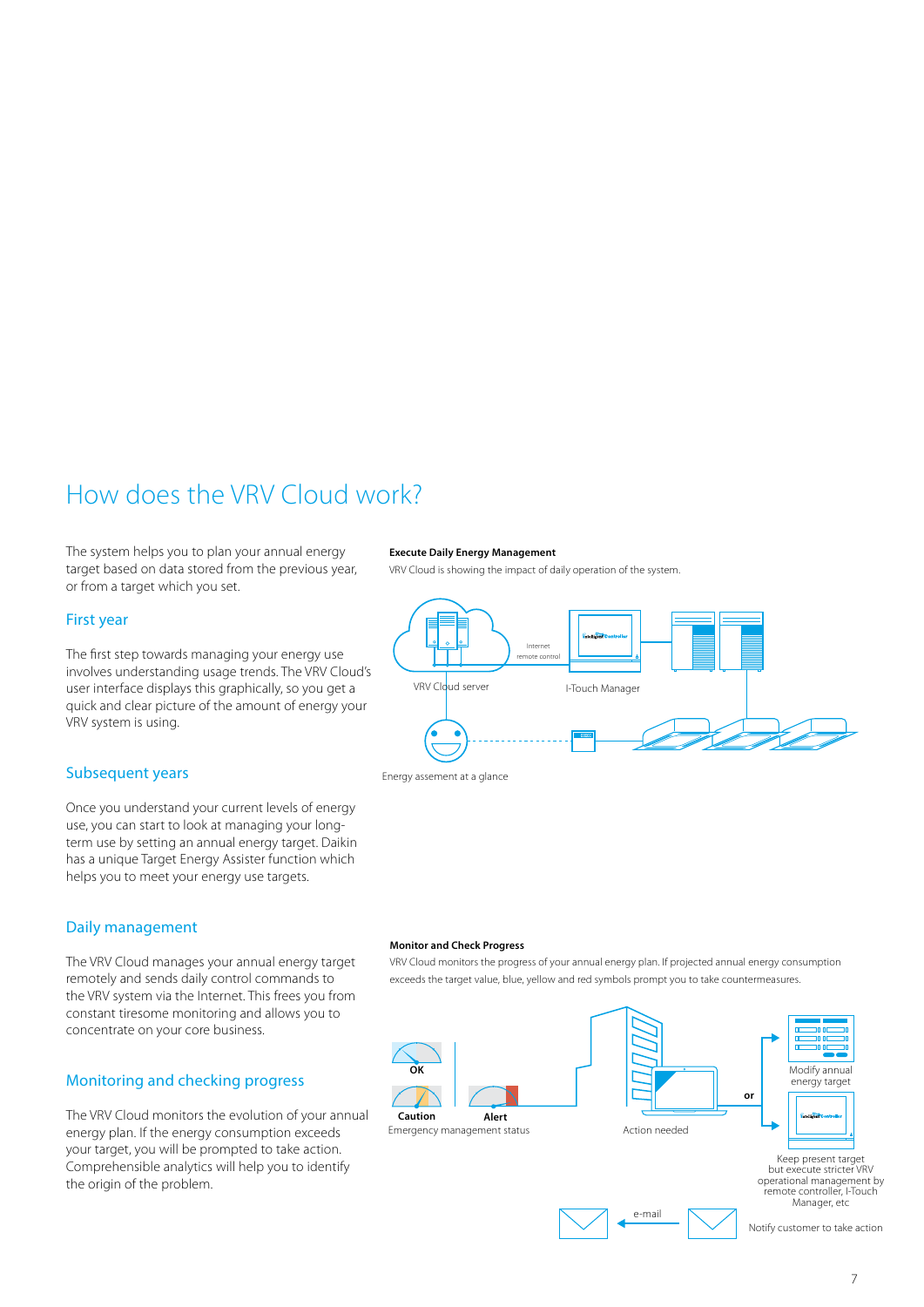# How does the VRV Cloud work?

The system helps you to plan your annual energy target based on data stored from the previous year, or from a target which you set.

## First year

The first step towards managing your energy use involves understanding usage trends. The VRV Cloud's user interface displays this graphically, so you get a quick and clear picture of the amount of energy your VRV system is using.

## Subsequent years

Once you understand your current levels of energy use, you can start to look at managing your long-term use by setting an annual energy target. Daikin has a unique Target Energy Assister function which helps you to meet your energy use targets.

## Daily management

The VRV Cloud manages your annual energy target remotely and sends daily control commands to the VRV system via the Internet. This frees you from constant tiresome monitoring and allows you to concentrate on your core business.

## Monitoring and checking progress

The VRV Cloud monitors the evolution of your annual energy plan. If the energy consumption exceeds your target, you will be prompted to take action. Comprehensible analytics will help you to identify the origin of the problem.

**Execute Daily Energy Management**

VRV Cloud is showing the impact of daily operation of the system.

VRV Cloud server

Internet remote control

I-Touch Manager

Energy assement at a glance

**Monitor and Check Progress**

VRV Cloud monitors the progress of your annual energy plan. If projected annual energy consumption exceeds the target value, blue, yellow and red symbols prompt you to take countermeasures.

OK

Caution

Alert

Emergency management status

Action needed

or

Modify annual energy target

Keep present target but execute stricter VRV operational management by remote controller, I-Touch Manager, etc

e-mail

Notify customer to take action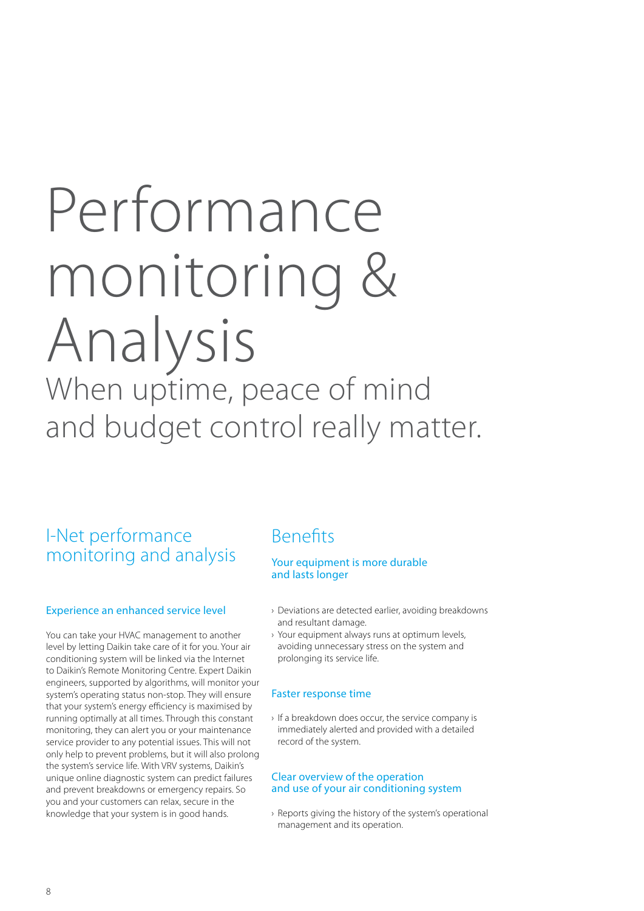# Performance monitoring & Analysis

When uptime, peace of mind and budget control really matter.

## I-Net performance monitoring and analysis

### Experience an enhanced service level

You can take your HVAC management to another level by letting Daikin take care of it for you. Your air conditioning system will be linked via the Internet to Daikin's Remote Monitoring Centre. Expert Daikin engineers, supported by algorithms, will monitor your system's operating status non-stop. They will ensure that your system's energy efficiency is maximised by running optimally at all times. Through this constant monitoring, they can alert you or your maintenance service provider to any potential issues. This will not only help to prevent problems, but it will also prolong the system's service life. With VRV systems, Daikin's unique online diagnostic system can predict failures and prevent breakdowns or emergency repairs. So you and your customers can relax, secure in the knowledge that your system is in good hands.

## Benefits

### Your equipment is more durable and lasts longer

- Deviations are detected earlier, avoiding breakdowns and resultant damage.
- Your equipment always runs at optimum levels, avoiding unnecessary stress on the system and prolonging its service life.

### Faster response time

- If a breakdown does occur, the service company is immediately alerted and provided with a detailed record of the system.

### Clear overview of the operation and use of your air conditioning system

- Reports giving the history of the system's operational management and its operation.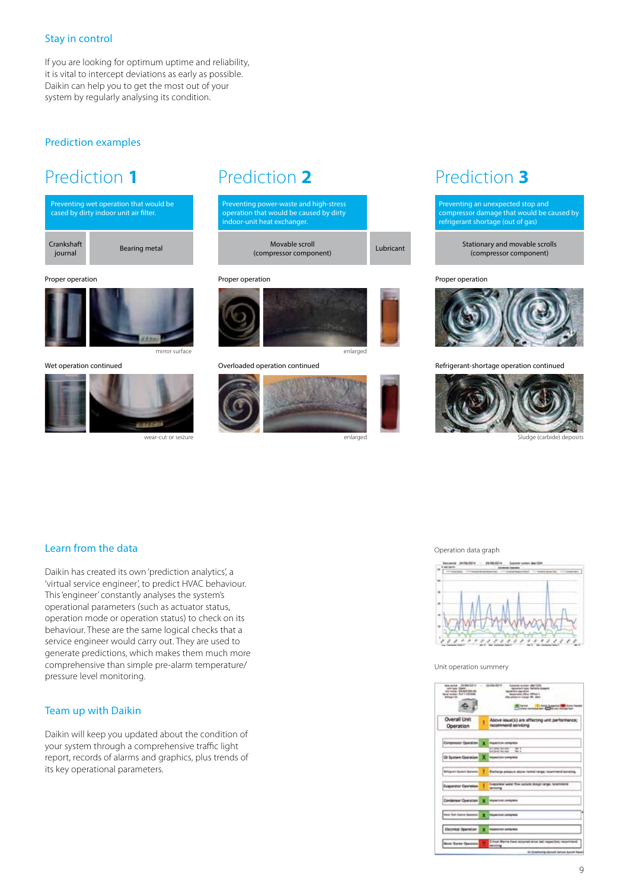## Stay in control

If you are looking for optimum uptime and reliability, it is vital to intercept deviations as early as possible. Daikin can help you to get the most out of your system by regularly analysing its condition.

## Prediction examples

### Prediction 1

Preventing wet operation that would be cased by dirty indoor unit air filter.

| Crankshaft journal | Bearing metal |
|---|---|

Proper operation

mirror surface

Wet operation continued

wear-cut or seizure

### Prediction 2

Preventing power-waste and high-stress operation that would be caused by dirty indoor-unit heat exchanger.

| Movable scroll (compressor component) | Lubricant |
|---|---|

Proper operation

enlarged

Overloaded operation continued

enlarged

### Prediction 3

Preventing an unexpected stop and compressor damage that would be caused by refrigerant shortage (out of gas)

| Stationary and movable scrolls (compressor component) |
|---|

Proper operation

Refrigerant-shortage operation continued

Sludge (carbide) deposits

## Learn from the data

Daikin has created its own 'prediction analytics', a 'virtual service engineer', to predict HVAC behaviour. This 'engineer' constantly analyses the system's operational parameters (such as actuator status, operation mode or operation status) to check on its behaviour. These are the same logical checks that a service engineer would carry out. They are used to generate predictions, which makes them much more comprehensive than simple pre-alarm temperature/ pressure level monitoring.

Operation data graph

Unit operation summery

## Team up with Daikin

Daikin will keep you updated about the condition of your system through a comprehensive traffic light report, records of alarms and graphics, plus trends of its key operational parameters.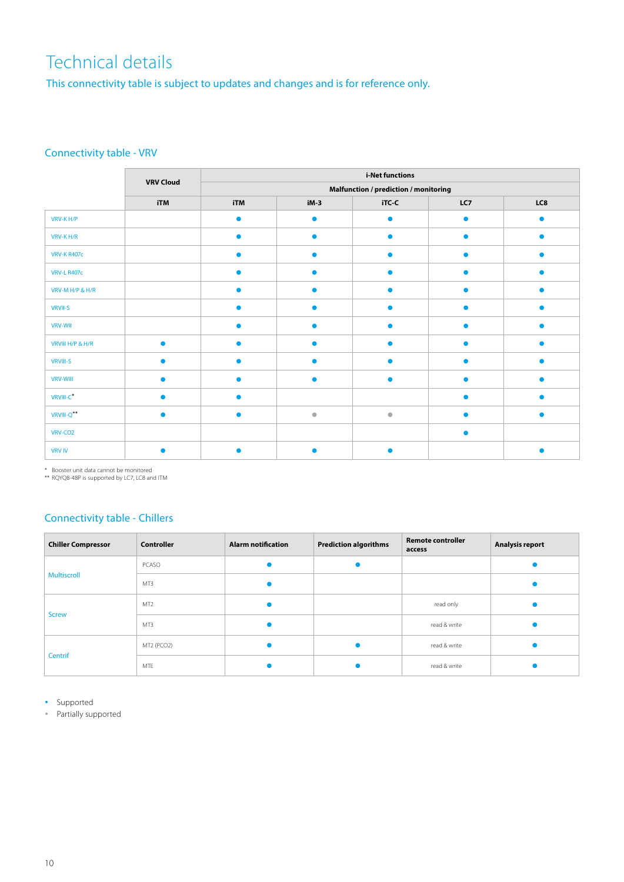# Technical details

This connectivity table is subject to updates and changes and is for reference only.

## Connectivity table - VRV

| | VRV Cloud | i-Net functions | | | | |
|---|---|---|---|---|---|---|
| | | Malfunction / prediction / monitoring | | | | |
| | iTM | iTM | iM-3 | iTC-C | LC7 | LC8 |
| VRV-K H/P | | ● | ● | ● | ● | ● |
| VRV-K H/R | | ● | ● | ● | ● | ● |
| VRV-K R407c | | ● | ● | ● | ● | ● |
| VRV-L R407c | | ● | ● | ● | ● | ● |
| VRV-M H/P & H/R | | ● | ● | ● | ● | ● |
| VRVII-S | | ● | ● | ● | ● | ● |
| VRV-WII | | ● | ● | ● | ● | ● |
| VRVIII H/P & H/R | ● | ● | ● | ● | ● | ● |
| VRVIII-S | ● | ● | ● | ● | ● | ● |
| VRV-WIII | ● | ● | ● | ● | ● | ● |
| VRVIII-C* | ● | ● | | | ● | ● |
| VRVIII-Q** | ● | ● | ● (partially supported) | ● (partially supported) | ● | ● |
| VRV-CO2 | | | | | ● | |
| VRV IV | ● | ● | ● | ● | | ● |

\* Booster unit data cannot be monitored
\*\* RQYQ8-48P is supported by LC7, LC8 and ITM

## Connectivity table - Chillers

| Chiller Compressor | Controller | Alarm notification | Prediction algorithms | Remote controller access | Analysis report |
|---|---|---|---|---|---|
| Multiscroll | PCASO | ● | ● | | ● |
| | MT3 | ● | | | ● |
| Screw | MT2 | ● | | read only | ● |
| | MT3 | ● | | read & write | ● |
| Centrif | MT2 (PCO2) | ● | ● | read & write | ● |
| | MTE | ● | ● | read & write | ● |

- ● Supported
- ● Partially supported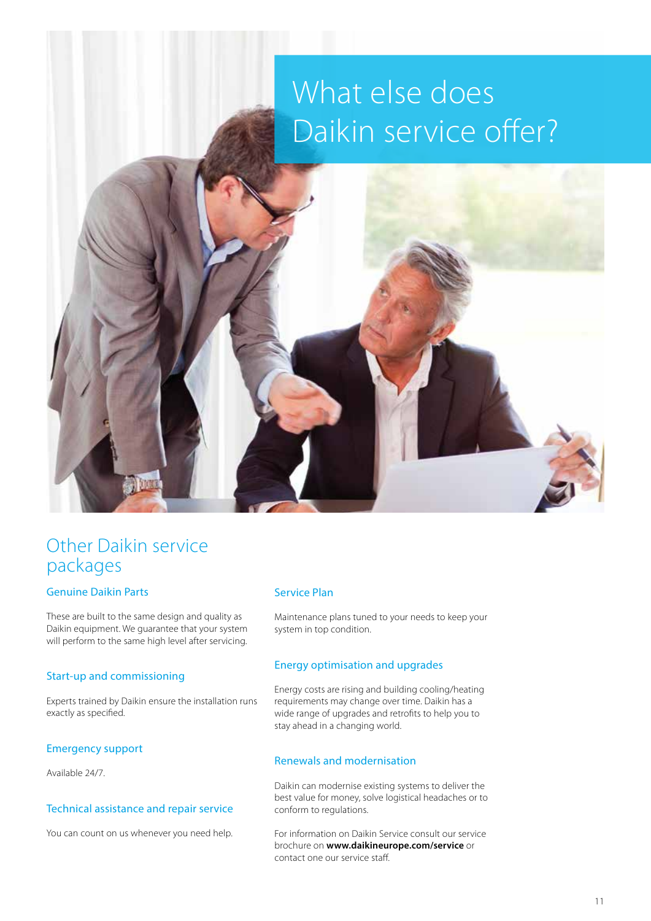# What else does Daikin service offer?

## Other Daikin service packages

### Genuine Daikin Parts

These are built to the same design and quality as Daikin equipment. We guarantee that your system will perform to the same high level after servicing.

### Start-up and commissioning

Experts trained by Daikin ensure the installation runs exactly as specified.

### Emergency support

Available 24/7.

### Technical assistance and repair service

You can count on us whenever you need help.

### Service Plan

Maintenance plans tuned to your needs to keep your system in top condition.

### Energy optimisation and upgrades

Energy costs are rising and building cooling/heating requirements may change over time. Daikin has a wide range of upgrades and retrofits to help you to stay ahead in a changing world.

### Renewals and modernisation

Daikin can modernise existing systems to deliver the best value for money, solve logistical headaches or to conform to regulations.

For information on Daikin Service consult our service brochure on **www.daikineurope.com/service** or contact one our service staff.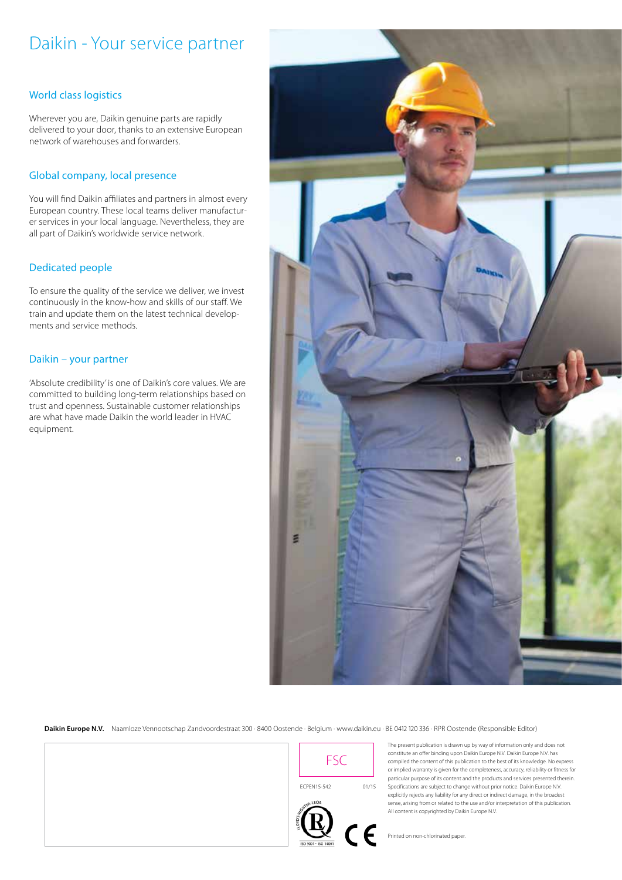# Daikin - Your service partner

## World class logistics

Wherever you are, Daikin genuine parts are rapidly delivered to your door, thanks to an extensive European network of warehouses and forwarders.

## Global company, local presence

You will find Daikin affiliates and partners in almost every European country. These local teams deliver manufacturer services in your local language. Nevertheless, they are all part of Daikin's worldwide service network.

## Dedicated people

To ensure the quality of the service we deliver, we invest continuously in the know-how and skills of our staff. We train and update them on the latest technical developments and service methods.

## Daikin – your partner

'Absolute credibility' is one of Daikin's core values. We are committed to building long-term relationships based on trust and openness. Sustainable customer relationships are what have made Daikin the world leader in HVAC equipment.

**Daikin Europe N.V.** Naamloze Vennootschap Zandvoordestraat 300 · 8400 Oostende · Belgium · www.daikin.eu · BE 0412 120 336 · RPR Oostende (Responsible Editor)

FSC

ECPEN15-542 01/15

ISO 9001 · ISO 14001

The present publication is drawn up by way of information only and does not constitute an offer binding upon Daikin Europe N.V. Daikin Europe N.V. has compiled the content of this publication to the best of its knowledge. No express or implied warranty is given for the completeness, accuracy, reliability or fitness for particular purpose of its content and the products and services presented therein. Specifications are subject to change without prior notice. Daikin Europe N.V. explicitly rejects any liability for any direct or indirect damage, in the broadest sense, arising from or related to the use and/or interpretation of this publication. All content is copyrighted by Daikin Europe N.V.

Printed on non-chlorinated paper.